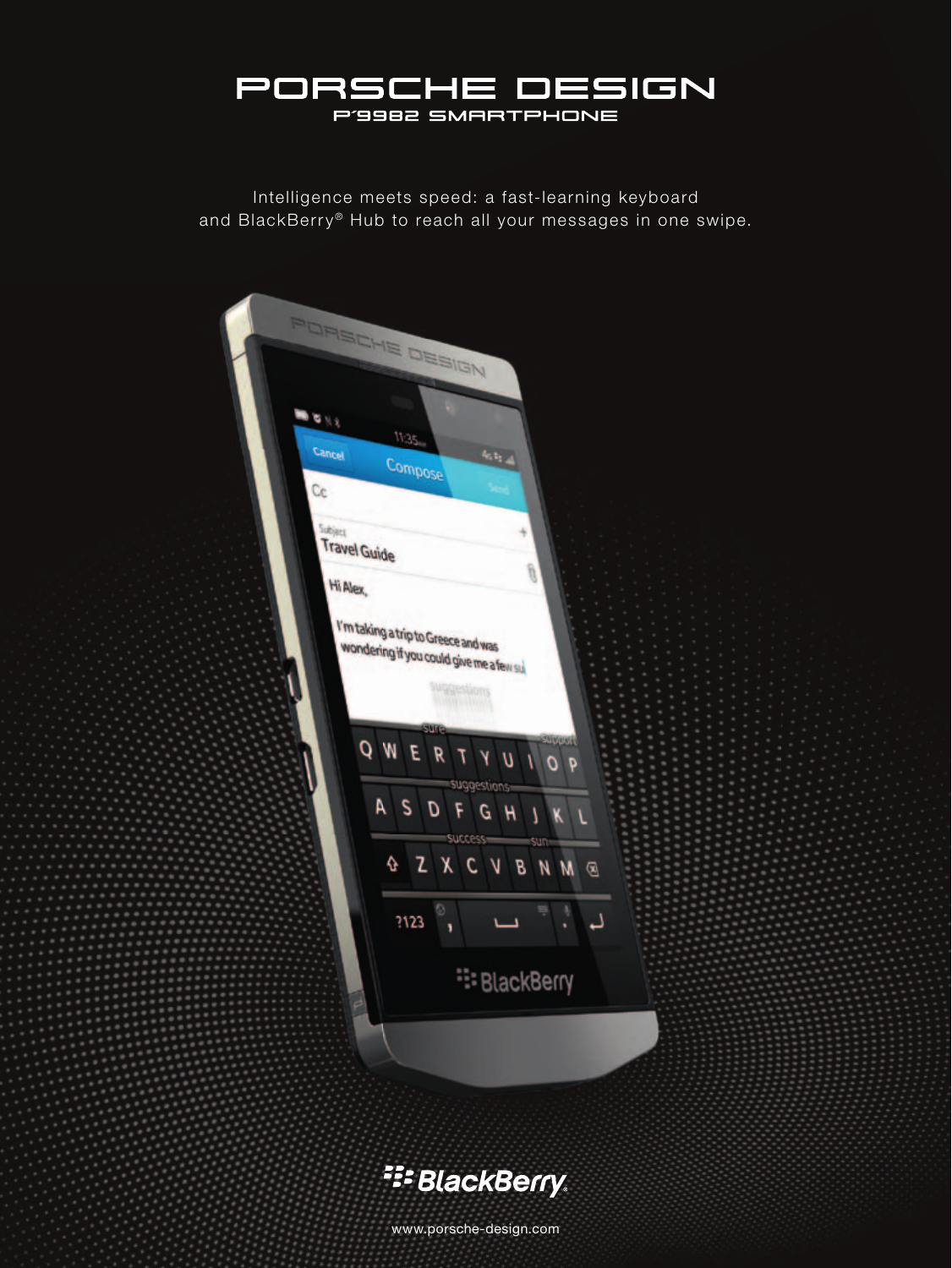# PORSCHE DESIGN

## P´9982 SMARTPHONE

Intelligence meets speed: a fast-learning keyboard and BlackBerry® Hub to reach all your messages in one swipe.

BlackBerry

www.porsche-design.com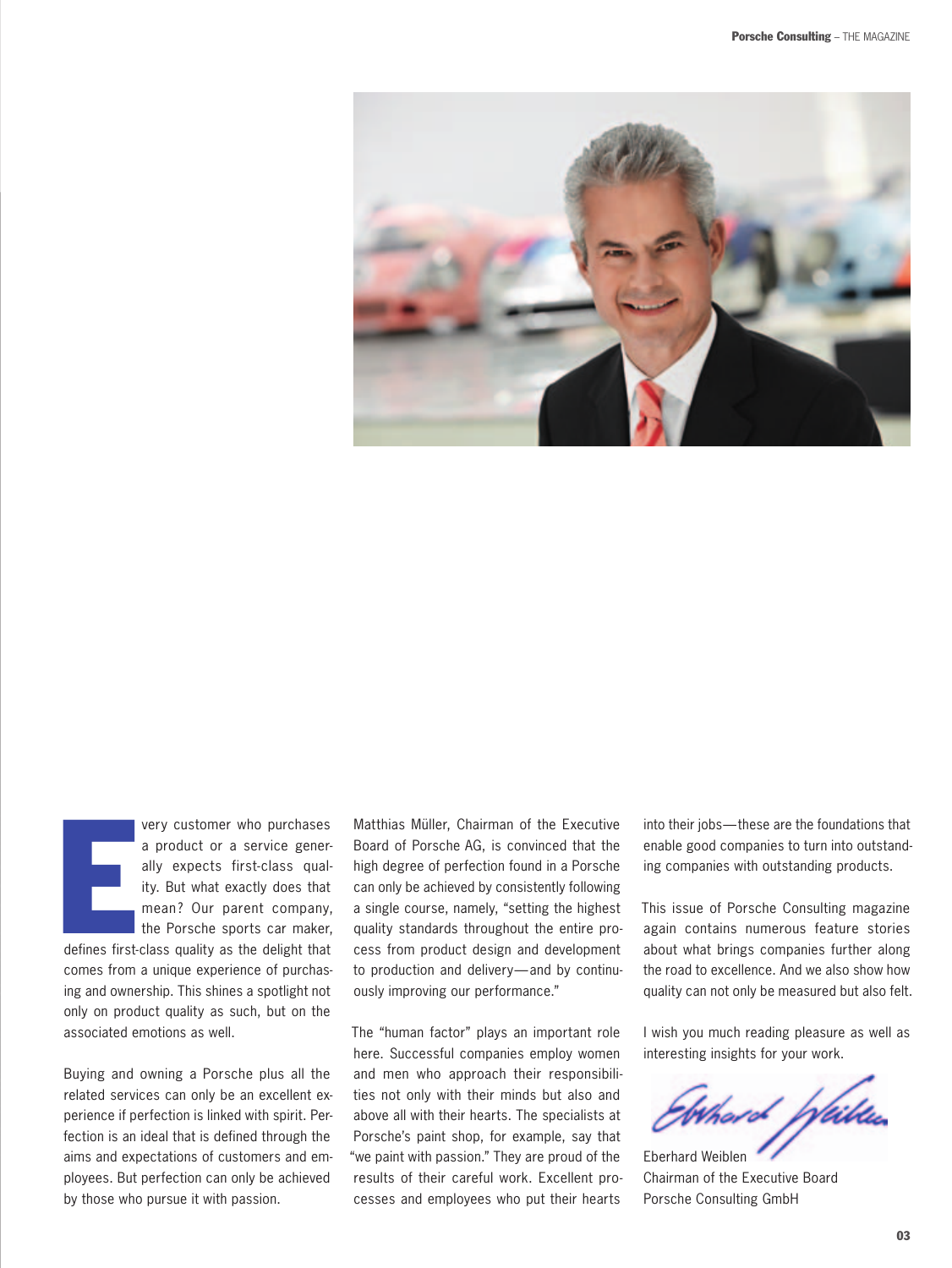Every customer who purchases a product or a service generally expects first-class quality. But what exactly does that mean? Our parent company, the Porsche sports car maker, defines first-class quality as the delight that comes from a unique experience of purchasing and ownership. This shines a spotlight not only on product quality as such, but on the associated emotions as well.

Buying and owning a Porsche plus all the related services can only be an excellent experience if perfection is linked with spirit. Perfection is an ideal that is defined through the aims and expectations of customers and employees. But perfection can only be achieved by those who pursue it with passion.

Matthias Müller, Chairman of the Executive Board of Porsche AG, is convinced that the high degree of perfection found in a Porsche can only be achieved by consistently following a single course, namely, "setting the highest quality standards throughout the entire process from product design and development to production and delivery—and by continuously improving our performance."

The "human factor" plays an important role here. Successful companies employ women and men who approach their responsibilities not only with their minds but also and above all with their hearts. The specialists at Porsche's paint shop, for example, say that "we paint with passion." They are proud of the results of their careful work. Excellent processes and employees who put their hearts into their jobs—these are the foundations that enable good companies to turn into outstanding companies with outstanding products.

This issue of Porsche Consulting magazine again contains numerous feature stories about what brings companies further along the road to excellence. And we also show how quality can not only be measured but also felt.

I wish you much reading pleasure as well as interesting insights for your work.

Eberhard Weiblen
Chairman of the Executive Board
Porsche Consulting GmbH